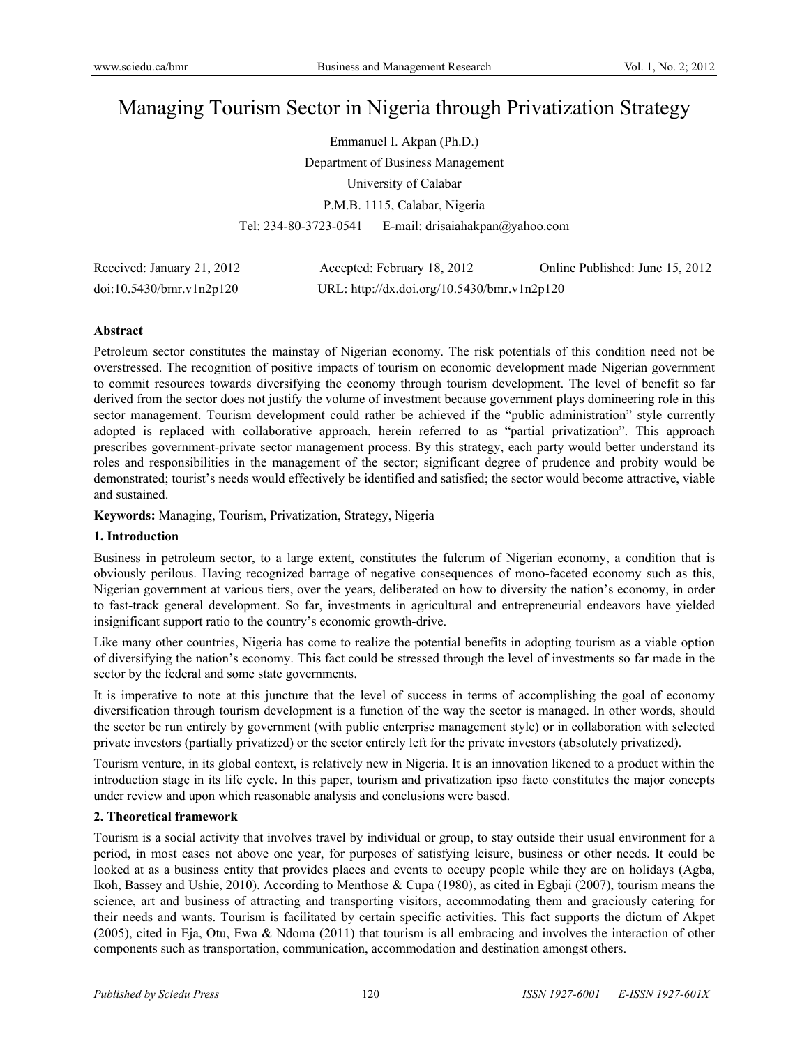# Managing Tourism Sector in Nigeria through Privatization Strategy

Emmanuel I. Akpan (Ph.D.)

Department of Business Management

University of Calabar

P.M.B. 1115, Calabar, Nigeria

Tel: 234-80-3723-0541 E-mail: drisaiahakpan@yahoo.com

Received: January 21, 2012 Accepted: February 18, 2012 Online Published: June 15, 2012

doi:10.5430/bmr.v1n2p120 URL: http://dx.doi.org/10.5430/bmr.v1n2p120

**Abstract**

Petroleum sector constitutes the mainstay of Nigerian economy. The risk potentials of this condition need not be overstressed. The recognition of positive impacts of tourism on economic development made Nigerian government to commit resources towards diversifying the economy through tourism development. The level of benefit so far derived from the sector does not justify the volume of investment because government plays domineering role in this sector management. Tourism development could rather be achieved if the "public administration" style currently adopted is replaced with collaborative approach, herein referred to as "partial privatization". This approach prescribes government-private sector management process. By this strategy, each party would better understand its roles and responsibilities in the management of the sector; significant degree of prudence and probity would be demonstrated; tourist's needs would effectively be identified and satisfied; the sector would become attractive, viable and sustained.

**Keywords:** Managing, Tourism, Privatization, Strategy, Nigeria

## 1. Introduction

Business in petroleum sector, to a large extent, constitutes the fulcrum of Nigerian economy, a condition that is obviously perilous. Having recognized barrage of negative consequences of mono-faceted economy such as this, Nigerian government at various tiers, over the years, deliberated on how to diversity the nation's economy, in order to fast-track general development. So far, investments in agricultural and entrepreneurial endeavors have yielded insignificant support ratio to the country's economic growth-drive.

Like many other countries, Nigeria has come to realize the potential benefits in adopting tourism as a viable option of diversifying the nation's economy. This fact could be stressed through the level of investments so far made in the sector by the federal and some state governments.

It is imperative to note at this juncture that the level of success in terms of accomplishing the goal of economy diversification through tourism development is a function of the way the sector is managed. In other words, should the sector be run entirely by government (with public enterprise management style) or in collaboration with selected private investors (partially privatized) or the sector entirely left for the private investors (absolutely privatized).

Tourism venture, in its global context, is relatively new in Nigeria. It is an innovation likened to a product within the introduction stage in its life cycle. In this paper, tourism and privatization ipso facto constitutes the major concepts under review and upon which reasonable analysis and conclusions were based.

## 2. Theoretical framework

Tourism is a social activity that involves travel by individual or group, to stay outside their usual environment for a period, in most cases not above one year, for purposes of satisfying leisure, business or other needs. It could be looked at as a business entity that provides places and events to occupy people while they are on holidays (Agba, Ikoh, Bassey and Ushie, 2010). According to Menthose & Cupa (1980), as cited in Egbaji (2007), tourism means the science, art and business of attracting and transporting visitors, accommodating them and graciously catering for their needs and wants. Tourism is facilitated by certain specific activities. This fact supports the dictum of Akpet (2005), cited in Eja, Otu, Ewa & Ndoma (2011) that tourism is all embracing and involves the interaction of other components such as transportation, communication, accommodation and destination amongst others.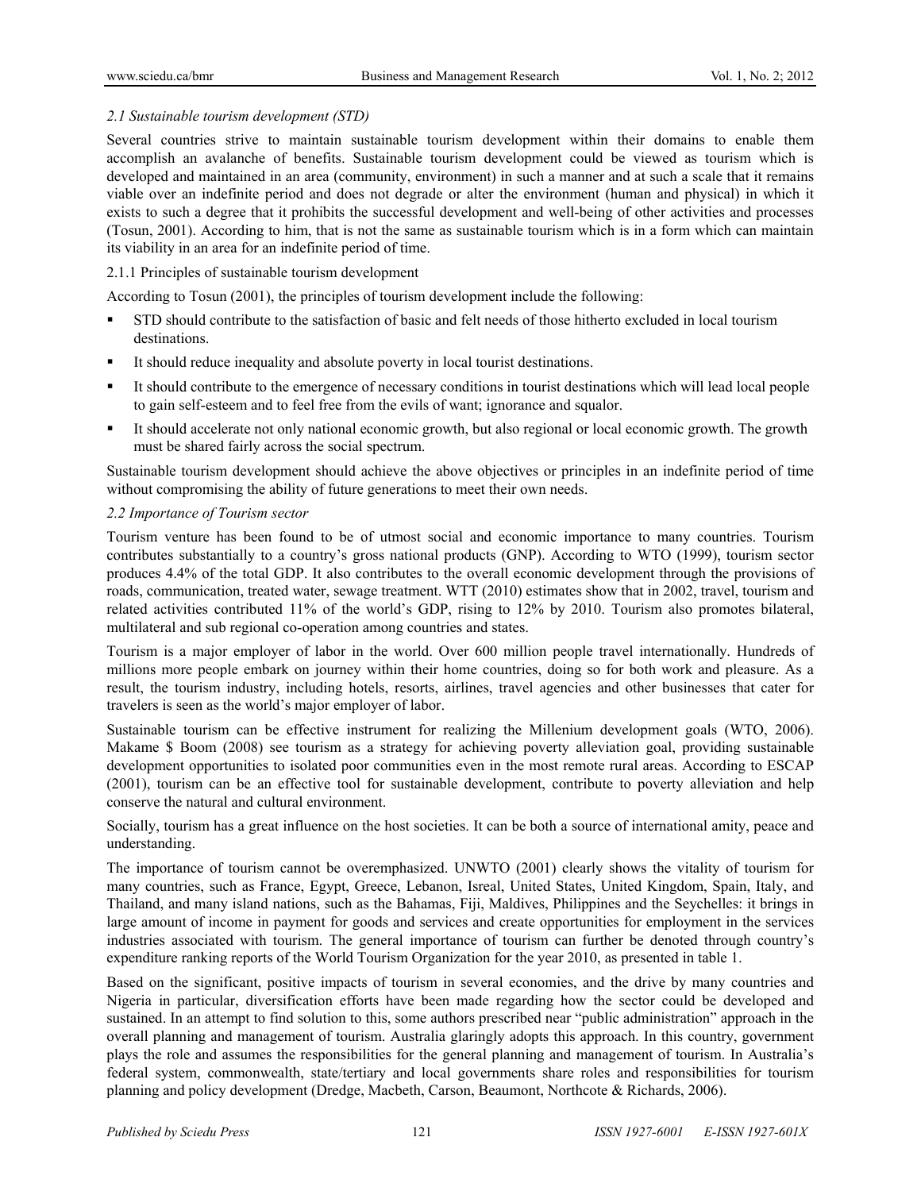### *2.1 Sustainable tourism development (STD)*

Several countries strive to maintain sustainable tourism development within their domains to enable them accomplish an avalanche of benefits. Sustainable tourism development could be viewed as tourism which is developed and maintained in an area (community, environment) in such a manner and at such a scale that it remains viable over an indefinite period and does not degrade or alter the environment (human and physical) in which it exists to such a degree that it prohibits the successful development and well-being of other activities and processes (Tosun, 2001). According to him, that is not the same as sustainable tourism which is in a form which can maintain its viability in an area for an indefinite period of time.

#### 2.1.1 Principles of sustainable tourism development

According to Tosun (2001), the principles of tourism development include the following:

- STD should contribute to the satisfaction of basic and felt needs of those hitherto excluded in local tourism destinations.
- It should reduce inequality and absolute poverty in local tourist destinations.
- It should contribute to the emergence of necessary conditions in tourist destinations which will lead local people to gain self-esteem and to feel free from the evils of want; ignorance and squalor.
- It should accelerate not only national economic growth, but also regional or local economic growth. The growth must be shared fairly across the social spectrum.

Sustainable tourism development should achieve the above objectives or principles in an indefinite period of time without compromising the ability of future generations to meet their own needs.

### *2.2 Importance of Tourism sector*

Tourism venture has been found to be of utmost social and economic importance to many countries. Tourism contributes substantially to a country's gross national products (GNP). According to WTO (1999), tourism sector produces 4.4% of the total GDP. It also contributes to the overall economic development through the provisions of roads, communication, treated water, sewage treatment. WTT (2010) estimates show that in 2002, travel, tourism and related activities contributed 11% of the world's GDP, rising to 12% by 2010. Tourism also promotes bilateral, multilateral and sub regional co-operation among countries and states.

Tourism is a major employer of labor in the world. Over 600 million people travel internationally. Hundreds of millions more people embark on journey within their home countries, doing so for both work and pleasure. As a result, the tourism industry, including hotels, resorts, airlines, travel agencies and other businesses that cater for travelers is seen as the world's major employer of labor.

Sustainable tourism can be effective instrument for realizing the Millenium development goals (WTO, 2006). Makame $ Boom (2008) see tourism as a strategy for achieving poverty alleviation goal, providing sustainable development opportunities to isolated poor communities even in the most remote rural areas. According to ESCAP (2001), tourism can be an effective tool for sustainable development, contribute to poverty alleviation and help conserve the natural and cultural environment.

Socially, tourism has a great influence on the host societies. It can be both a source of international amity, peace and understanding.

The importance of tourism cannot be overemphasized. UNWTO (2001) clearly shows the vitality of tourism for many countries, such as France, Egypt, Greece, Lebanon, Isreal, United States, United Kingdom, Spain, Italy, and Thailand, and many island nations, such as the Bahamas, Fiji, Maldives, Philippines and the Seychelles: it brings in large amount of income in payment for goods and services and create opportunities for employment in the services industries associated with tourism. The general importance of tourism can further be denoted through country's expenditure ranking reports of the World Tourism Organization for the year 2010, as presented in table 1.

Based on the significant, positive impacts of tourism in several economies, and the drive by many countries and Nigeria in particular, diversification efforts have been made regarding how the sector could be developed and sustained. In an attempt to find solution to this, some authors prescribed near "public administration" approach in the overall planning and management of tourism. Australia glaringly adopts this approach. In this country, government plays the role and assumes the responsibilities for the general planning and management of tourism. In Australia's federal system, commonwealth, state/tertiary and local governments share roles and responsibilities for tourism planning and policy development (Dredge, Macbeth, Carson, Beaumont, Northcote & Richards, 2006).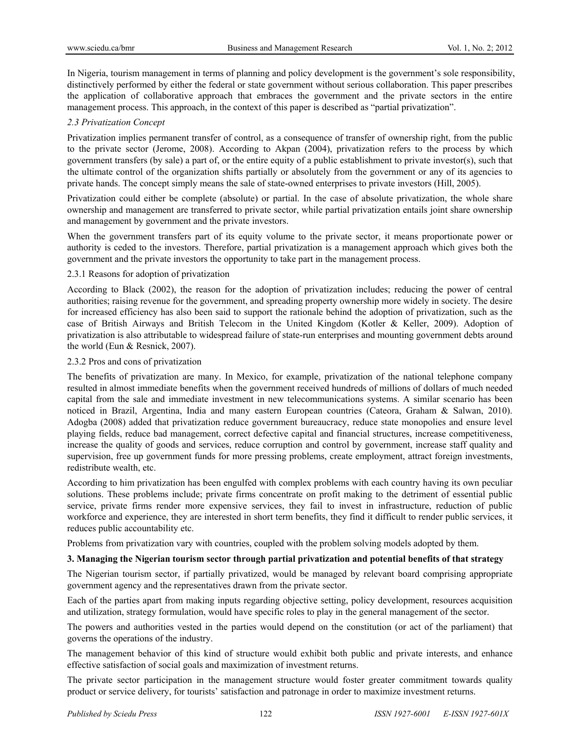In Nigeria, tourism management in terms of planning and policy development is the government's sole responsibility, distinctively performed by either the federal or state government without serious collaboration. This paper prescribes the application of collaborative approach that embraces the government and the private sectors in the entire management process. This approach, in the context of this paper is described as "partial privatization".

### *2.3 Privatization Concept*

Privatization implies permanent transfer of control, as a consequence of transfer of ownership right, from the public to the private sector (Jerome, 2008). According to Akpan (2004), privatization refers to the process by which government transfers (by sale) a part of, or the entire equity of a public establishment to private investor(s), such that the ultimate control of the organization shifts partially or absolutely from the government or any of its agencies to private hands. The concept simply means the sale of state-owned enterprises to private investors (Hill, 2005).

Privatization could either be complete (absolute) or partial. In the case of absolute privatization, the whole share ownership and management are transferred to private sector, while partial privatization entails joint share ownership and management by government and the private investors.

When the government transfers part of its equity volume to the private sector, it means proportionate power or authority is ceded to the investors. Therefore, partial privatization is a management approach which gives both the government and the private investors the opportunity to take part in the management process.

#### 2.3.1 Reasons for adoption of privatization

According to Black (2002), the reason for the adoption of privatization includes; reducing the power of central authorities; raising revenue for the government, and spreading property ownership more widely in society. The desire for increased efficiency has also been said to support the rationale behind the adoption of privatization, such as the case of British Airways and British Telecom in the United Kingdom (Kotler & Keller, 2009). Adoption of privatization is also attributable to widespread failure of state-run enterprises and mounting government debts around the world (Eun & Resnick, 2007).

#### 2.3.2 Pros and cons of privatization

The benefits of privatization are many. In Mexico, for example, privatization of the national telephone company resulted in almost immediate benefits when the government received hundreds of millions of dollars of much needed capital from the sale and immediate investment in new telecommunications systems. A similar scenario has been noticed in Brazil, Argentina, India and many eastern European countries (Cateora, Graham & Salwan, 2010). Adogba (2008) added that privatization reduce government bureaucracy, reduce state monopolies and ensure level playing fields, reduce bad management, correct defective capital and financial structures, increase competitiveness, increase the quality of goods and services, reduce corruption and control by government, increase staff quality and supervision, free up government funds for more pressing problems, create employment, attract foreign investments, redistribute wealth, etc.

According to him privatization has been engulfed with complex problems with each country having its own peculiar solutions. These problems include; private firms concentrate on profit making to the detriment of essential public service, private firms render more expensive services, they fail to invest in infrastructure, reduction of public workforce and experience, they are interested in short term benefits, they find it difficult to render public services, it reduces public accountability etc.

Problems from privatization vary with countries, coupled with the problem solving models adopted by them.

## 3. Managing the Nigerian tourism sector through partial privatization and potential benefits of that strategy

The Nigerian tourism sector, if partially privatized, would be managed by relevant board comprising appropriate government agency and the representatives drawn from the private sector.

Each of the parties apart from making inputs regarding objective setting, policy development, resources acquisition and utilization, strategy formulation, would have specific roles to play in the general management of the sector.

The powers and authorities vested in the parties would depend on the constitution (or act of the parliament) that governs the operations of the industry.

The management behavior of this kind of structure would exhibit both public and private interests, and enhance effective satisfaction of social goals and maximization of investment returns.

The private sector participation in the management structure would foster greater commitment towards quality product or service delivery, for tourists' satisfaction and patronage in order to maximize investment returns.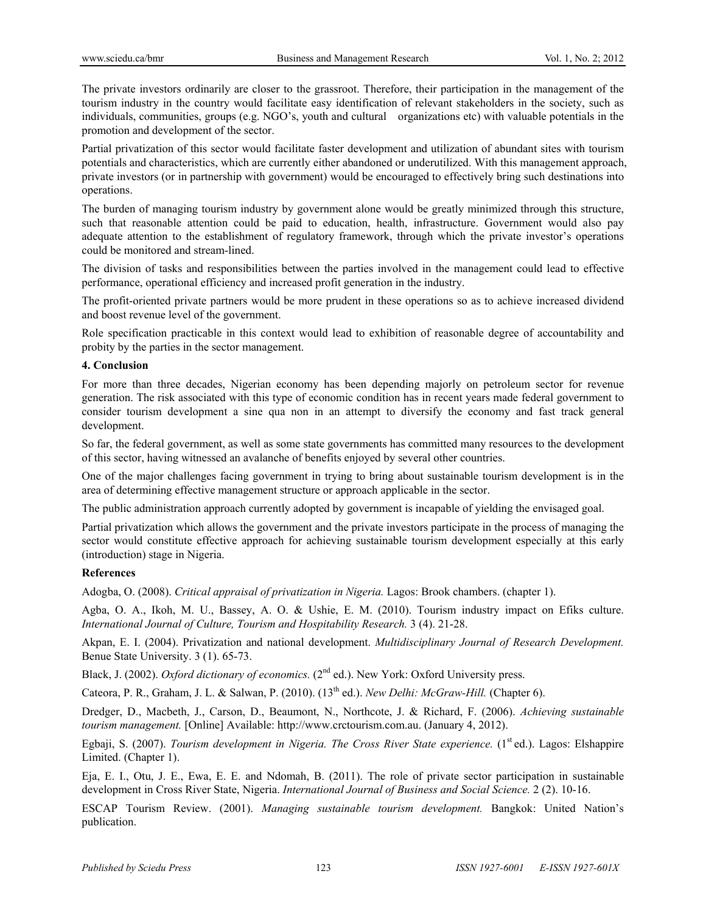The private investors ordinarily are closer to the grassroot. Therefore, their participation in the management of the tourism industry in the country would facilitate easy identification of relevant stakeholders in the society, such as individuals, communities, groups (e.g. NGO's, youth and cultural organizations etc) with valuable potentials in the promotion and development of the sector.

Partial privatization of this sector would facilitate faster development and utilization of abundant sites with tourism potentials and characteristics, which are currently either abandoned or underutilized. With this management approach, private investors (or in partnership with government) would be encouraged to effectively bring such destinations into operations.

The burden of managing tourism industry by government alone would be greatly minimized through this structure, such that reasonable attention could be paid to education, health, infrastructure. Government would also pay adequate attention to the establishment of regulatory framework, through which the private investor's operations could be monitored and stream-lined.

The division of tasks and responsibilities between the parties involved in the management could lead to effective performance, operational efficiency and increased profit generation in the industry.

The profit-oriented private partners would be more prudent in these operations so as to achieve increased dividend and boost revenue level of the government.

Role specification practicable in this context would lead to exhibition of reasonable degree of accountability and probity by the parties in the sector management.

## 4. Conclusion

For more than three decades, Nigerian economy has been depending majorly on petroleum sector for revenue generation. The risk associated with this type of economic condition has in recent years made federal government to consider tourism development a sine qua non in an attempt to diversify the economy and fast track general development.

So far, the federal government, as well as some state governments has committed many resources to the development of this sector, having witnessed an avalanche of benefits enjoyed by several other countries.

One of the major challenges facing government in trying to bring about sustainable tourism development is in the area of determining effective management structure or approach applicable in the sector.

The public administration approach currently adopted by government is incapable of yielding the envisaged goal.

Partial privatization which allows the government and the private investors participate in the process of managing the sector would constitute effective approach for achieving sustainable tourism development especially at this early (introduction) stage in Nigeria.

## References

Adogba, O. (2008). *Critical appraisal of privatization in Nigeria.* Lagos: Brook chambers. (chapter 1).

Agba, O. A., Ikoh, M. U., Bassey, A. O. & Ushie, E. M. (2010). Tourism industry impact on Efiks culture. *International Journal of Culture, Tourism and Hospitability Research.* 3 (4). 21-28.

Akpan, E. I. (2004). Privatization and national development. *Multidisciplinary Journal of Research Development.* Benue State University. 3 (1). 65-73.

Black, J. (2002). *Oxford dictionary of economics.* (2nd ed.). New York: Oxford University press.

Cateora, P. R., Graham, J. L. & Salwan, P. (2010). (13th ed.). *New Delhi: McGraw-Hill.* (Chapter 6).

Dredger, D., Macbeth, J., Carson, D., Beaumont, N., Northcote, J. & Richard, F. (2006). *Achieving sustainable tourism management.* [Online] Available: http://www.crctourism.com.au. (January 4, 2012).

Egbaji, S. (2007). *Tourism development in Nigeria. The Cross River State experience.* (1st ed.). Lagos: Elshappire Limited. (Chapter 1).

Eja, E. I., Otu, J. E., Ewa, E. E. and Ndomah, B. (2011). The role of private sector participation in sustainable development in Cross River State, Nigeria. *International Journal of Business and Social Science.* 2 (2). 10-16.

ESCAP Tourism Review. (2001). *Managing sustainable tourism development.* Bangkok: United Nation's publication.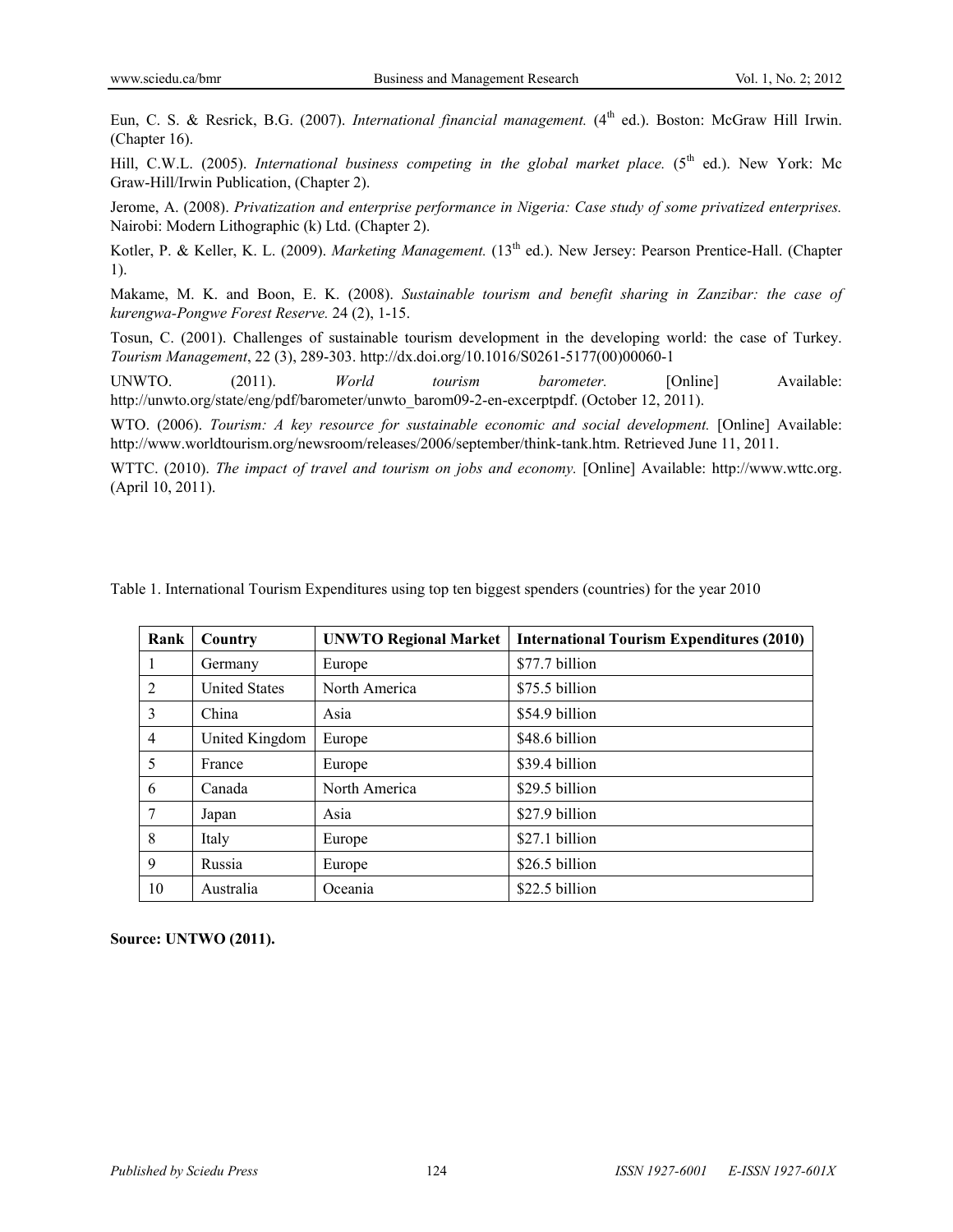Eun, C. S. & Resrick, B.G. (2007). *International financial management.* (4th ed.). Boston: McGraw Hill Irwin. (Chapter 16).

Hill, C.W.L. (2005). *International business competing in the global market place.* (5th ed.). New York: Mc Graw-Hill/Irwin Publication, (Chapter 2).

Jerome, A. (2008). *Privatization and enterprise performance in Nigeria: Case study of some privatized enterprises.* Nairobi: Modern Lithographic (k) Ltd. (Chapter 2).

Kotler, P. & Keller, K. L. (2009). *Marketing Management.* (13th ed.). New Jersey: Pearson Prentice-Hall. (Chapter 1).

Makame, M. K. and Boon, E. K. (2008). *Sustainable tourism and benefit sharing in Zanzibar: the case of kurengwa-Pongwe Forest Reserve.* 24 (2), 1-15.

Tosun, C. (2001). Challenges of sustainable tourism development in the developing world: the case of Turkey. *Tourism Management*, 22 (3), 289-303. http://dx.doi.org/10.1016/S0261-5177(00)00060-1

UNWTO. (2011). *World tourism barometer.* [Online] Available: http://unwto.org/state/eng/pdf/barometer/unwto_barom09-2-en-excerptpdf. (October 12, 2011).

WTO. (2006). *Tourism: A key resource for sustainable economic and social development.* [Online] Available: http://www.worldtourism.org/newsroom/releases/2006/september/think-tank.htm. Retrieved June 11, 2011.

WTTC. (2010). *The impact of travel and tourism on jobs and economy.* [Online] Available: http://www.wttc.org. (April 10, 2011).

Table 1. International Tourism Expenditures using top ten biggest spenders (countries) for the year 2010

| Rank | Country | UNWTO Regional Market | International Tourism Expenditures (2010) |
|---|---|---|---|
| 1 | Germany | Europe | $77.7 billion |
| 2 | United States | North America | $75.5 billion |
| 3 | China | Asia | $54.9 billion |
| 4 | United Kingdom | Europe | $48.6 billion |
| 5 | France | Europe | $39.4 billion |
| 6 | Canada | North America | $29.5 billion |
| 7 | Japan | Asia | $27.9 billion |
| 8 | Italy | Europe | $27.1 billion |
| 9 | Russia | Europe | $26.5 billion |
| 10 | Australia | Oceania | $22.5 billion |

**Source: UNTWO (2011).**